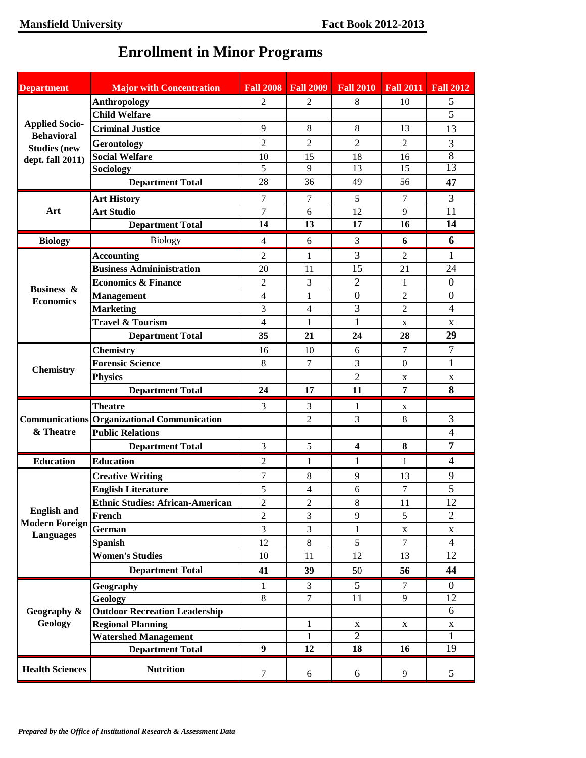# Enrollment in Minor Programs

| Department | Major with Concentration | Fall 2008 | Fall 2009 | Fall 2010 | Fall 2011 | Fall 2012 |
|---|---|---|---|---|---|---|
| Applied Socio-Behavioral Studies (new dept. fall 2011) | Anthropology | 2 | 2 | 8 | 10 | 5 |
| | Child Welfare | | | | | 5 |
| | Criminal Justice | 9 | 8 | 8 | 13 | 13 |
| | Gerontology | 2 | 2 | 2 | 2 | 3 |
| | Social Welfare | 10 | 15 | 18 | 16 | 8 |
| | Sociology | 5 | 9 | 13 | 15 | 13 |
| | **Department Total** | 28 | 36 | 49 | 56 | **47** |
| Art | Art History | 7 | 7 | 5 | 7 | 3 |
| | Art Studio | 7 | 6 | 12 | 9 | 11 |
| | **Department Total** | **14** | **13** | **17** | **16** | **14** |
| Biology | Biology | 4 | 6 | 3 | **6** | **6** |
| Business & Economics | Accounting | 2 | 1 | 3 | 2 | 1 |
| | Business Admininistration | 20 | 11 | 15 | 21 | 24 |
| | Economics & Finance | 2 | 3 | 2 | 1 | 0 |
| | Management | 4 | 1 | 0 | 2 | 0 |
| | Marketing | 3 | 4 | 3 | 2 | 4 |
| | Travel & Tourism | 4 | 1 | 1 | x | x |
| | **Department Total** | **35** | **21** | **24** | **28** | **29** |
| Chemistry | Chemistry | 16 | 10 | 6 | 7 | 7 |
| | Forensic Science | 8 | 7 | 3 | 0 | 1 |
| | Physics | | | 2 | x | x |
| | **Department Total** | **24** | **17** | **11** | **7** | **8** |
| Communications & Theatre | Theatre | 3 | 3 | 1 | x | |
| | Organizational Communication | | 2 | 3 | 8 | 3 |
| | Public Relations | | | | | 4 |
| | **Department Total** | 3 | 5 | **4** | **8** | **7** |
| Education | Education | 2 | 1 | 1 | 1 | 4 |
| English and Modern Foreign Languages | Creative Writing | 7 | 8 | 9 | 13 | 9 |
| | English Literature | 5 | 4 | 6 | 7 | 5 |
| | Ethnic Studies: African-American | 2 | 2 | 8 | 11 | 12 |
| | French | 2 | 3 | 9 | 5 | 2 |
| | German | 3 | 3 | 1 | x | x |
| | Spanish | 12 | 8 | 5 | 7 | 4 |
| | Women's Studies | 10 | 11 | 12 | 13 | 12 |
| | **Department Total** | **41** | **39** | 50 | **56** | **44** |
| Geography & Geology | Geography | 1 | 3 | 5 | 7 | 0 |
| | Geology | 8 | 7 | 11 | 9 | 12 |
| | Outdoor Recreation Leadership | | | | | 6 |
| | Regional Planning | | 1 | x | x | x |
| | Watershed Management | | 1 | 2 | | 1 |
| | **Department Total** | **9** | **12** | **18** | **16** | 19 |
| Health Sciences | Nutrition | 7 | 6 | 6 | 9 | 5 |

*Prepared by the Office of Institutional Research & Assessment Data*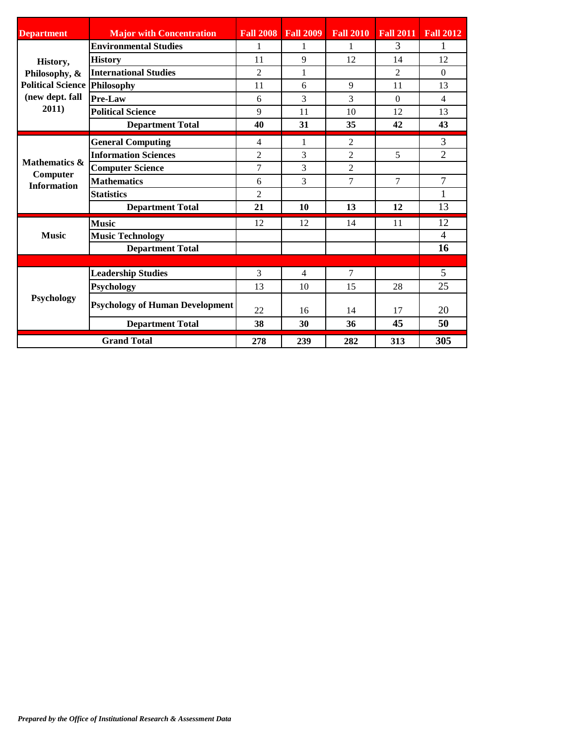| Department | Major with Concentration | Fall 2008 | Fall 2009 | Fall 2010 | Fall 2011 | Fall 2012 |
|---|---|---|---|---|---|---|
| History, Philosophy, & Political Science (new dept. fall 2011) | Environmental Studies | 1 | 1 | 1 | 3 | 1 |
| | History | 11 | 9 | 12 | 14 | 12 |
| | International Studies | 2 | 1 | | 2 | 0 |
| | Philosophy | 11 | 6 | 9 | 11 | 13 |
| | Pre-Law | 6 | 3 | 3 | 0 | 4 |
| | Political Science | 9 | 11 | 10 | 12 | 13 |
| | **Department Total** | **40** | **31** | **35** | **42** | **43** |
| Mathematics & Computer Information | General Computing | 4 | 1 | 2 | | 3 |
| | Information Sciences | 2 | 3 | 2 | 5 | 2 |
| | Computer Science | 7 | 3 | 2 | | |
| | Mathematics | 6 | 3 | 7 | 7 | 7 |
| | Statistics | 2 | | | | 1 |
| | **Department Total** | **21** | **10** | **13** | **12** | 13 |
| Music | Music | 12 | 12 | 14 | 11 | 12 |
| | Music Technology | | | | | 4 |
| | **Department Total** | | | | | **16** |
| Psychology | Leadership Studies | 3 | 4 | 7 | | 5 |
| | Psychology | 13 | 10 | 15 | 28 | 25 |
| | Psychology of Human Development | 22 | 16 | 14 | 17 | 20 |
| | **Department Total** | **38** | **30** | **36** | **45** | **50** |
| **Grand Total** | | **278** | **239** | **282** | **313** | **305** |

*Prepared by the Office of Institutional Research & Assessment Data*